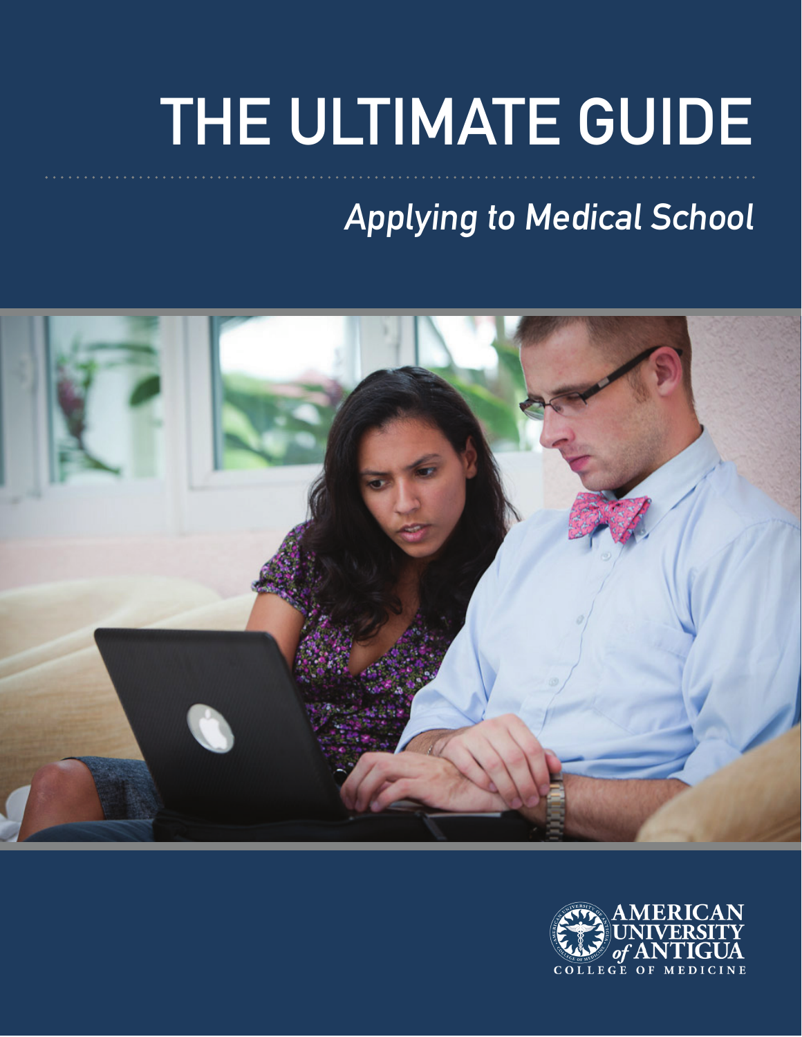# THE ULTIMATE GUIDE

## *Applying to Medical School*

AMERICAN UNIVERSITY *of* ANTIGUA
COLLEGE OF MEDICINE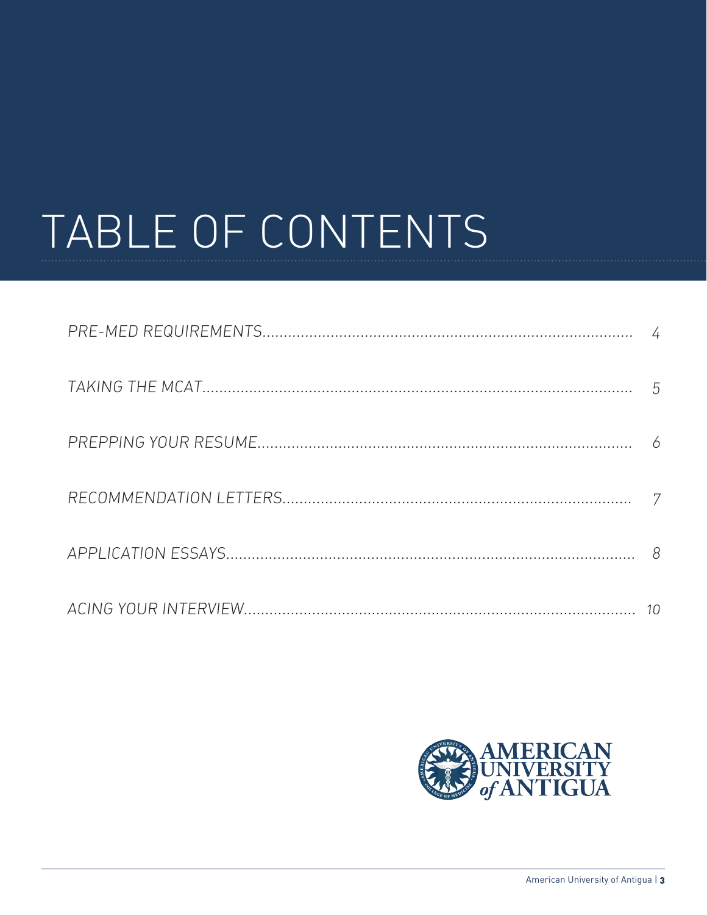# TABLE OF CONTENTS

| | |
|---|---|
| *PRE-MED REQUIREMENTS* | *4* |
| *TAKING THE MCAT* | *5* |
| *PREPPING YOUR RESUME* | *6* |
| *RECOMMENDATION LETTERS* | *7* |
| *APPLICATION ESSAYS* | *8* |
| *ACING YOUR INTERVIEW* | *10* |

AMERICAN UNIVERSITY of ANTIGUA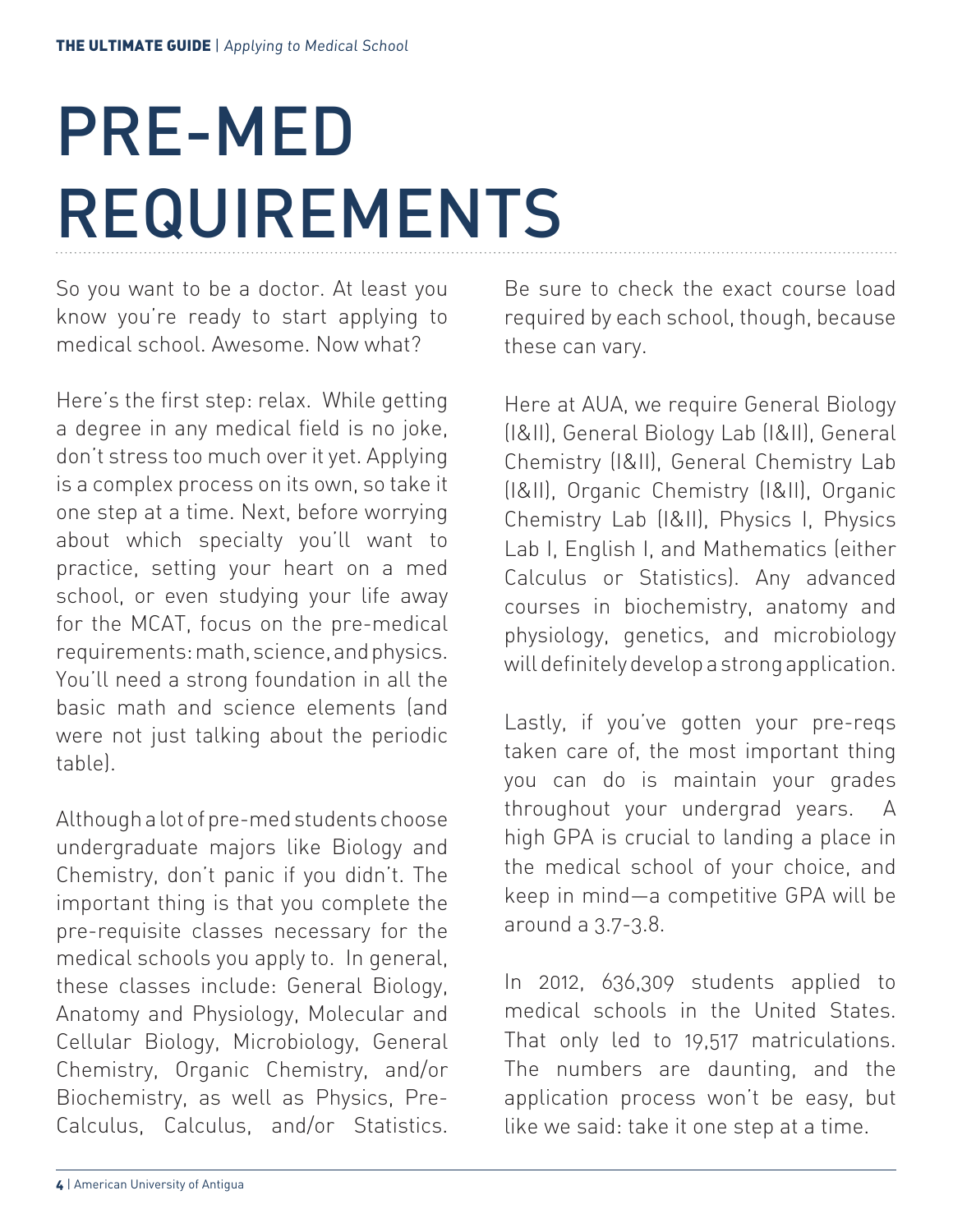// PRE-MED REQUIREMENTS

So you want to be a doctor. At least you know you're ready to start applying to medical school. Awesome. Now what?

Here's the first step: relax. While getting a degree in any medical field is no joke, don't stress too much over it yet. Applying is a complex process on its own, so take it one step at a time. Next, before worrying about which specialty you'll want to practice, setting your heart on a med school, or even studying your life away for the MCAT, focus on the pre-medical requirements: math, science, and physics. You'll need a strong foundation in all the basic math and science elements (and were not just talking about the periodic table).

Although a lot of pre-med students choose undergraduate majors like Biology and Chemistry, don't panic if you didn't. The important thing is that you complete the pre-requisite classes necessary for the medical schools you apply to. In general, these classes include: General Biology, Anatomy and Physiology, Molecular and Cellular Biology, Microbiology, General Chemistry, Organic Chemistry, and/or Biochemistry, as well as Physics, Pre-Calculus, Calculus, and/or Statistics. Be sure to check the exact course load required by each school, though, because these can vary.

Here at AUA, we require General Biology (I&II), General Biology Lab (I&II), General Chemistry (I&II), General Chemistry Lab (I&II), Organic Chemistry (I&II), Organic Chemistry Lab (I&II), Physics I, Physics Lab I, English I, and Mathematics (either Calculus or Statistics). Any advanced courses in biochemistry, anatomy and physiology, genetics, and microbiology will definitely develop a strong application.

Lastly, if you've gotten your pre-reqs taken care of, the most important thing you can do is maintain your grades throughout your undergrad years. A high GPA is crucial to landing a place in the medical school of your choice, and keep in mind—a competitive GPA will be around a 3.7-3.8.

In 2012, 636,309 students applied to medical schools in the United States. That only led to 19,517 matriculations. The numbers are daunting, and the application process won't be easy, but like we said: take it one step at a time.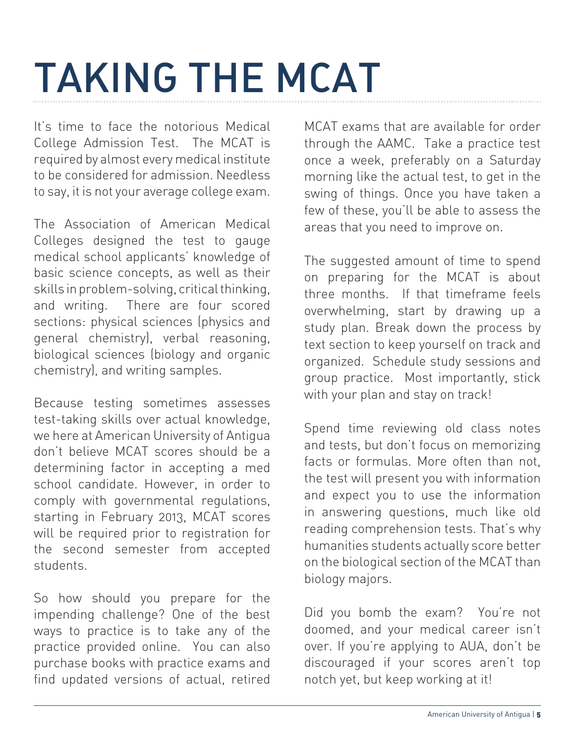# TAKING THE MCAT

It's time to face the notorious Medical College Admission Test. The MCAT is required by almost every medical institute to be considered for admission. Needless to say, it is not your average college exam.

The Association of American Medical Colleges designed the test to gauge medical school applicants' knowledge of basic science concepts, as well as their skills in problem-solving, critical thinking, and writing. There are four scored sections: physical sciences (physics and general chemistry), verbal reasoning, biological sciences (biology and organic chemistry), and writing samples.

Because testing sometimes assesses test-taking skills over actual knowledge, we here at American University of Antigua don't believe MCAT scores should be a determining factor in accepting a med school candidate. However, in order to comply with governmental regulations, starting in February 2013, MCAT scores will be required prior to registration for the second semester from accepted students.

So how should you prepare for the impending challenge? One of the best ways to practice is to take any of the practice provided online. You can also purchase books with practice exams and find updated versions of actual, retired MCAT exams that are available for order through the AAMC. Take a practice test once a week, preferably on a Saturday morning like the actual test, to get in the swing of things. Once you have taken a few of these, you'll be able to assess the areas that you need to improve on.

The suggested amount of time to spend on preparing for the MCAT is about three months. If that timeframe feels overwhelming, start by drawing up a study plan. Break down the process by text section to keep yourself on track and organized. Schedule study sessions and group practice. Most importantly, stick with your plan and stay on track!

Spend time reviewing old class notes and tests, but don't focus on memorizing facts or formulas. More often than not, the test will present you with information and expect you to use the information in answering questions, much like old reading comprehension tests. That's why humanities students actually score better on the biological section of the MCAT than biology majors.

Did you bomb the exam? You're not doomed, and your medical career isn't over. If you're applying to AUA, don't be discouraged if your scores aren't top notch yet, but keep working at it!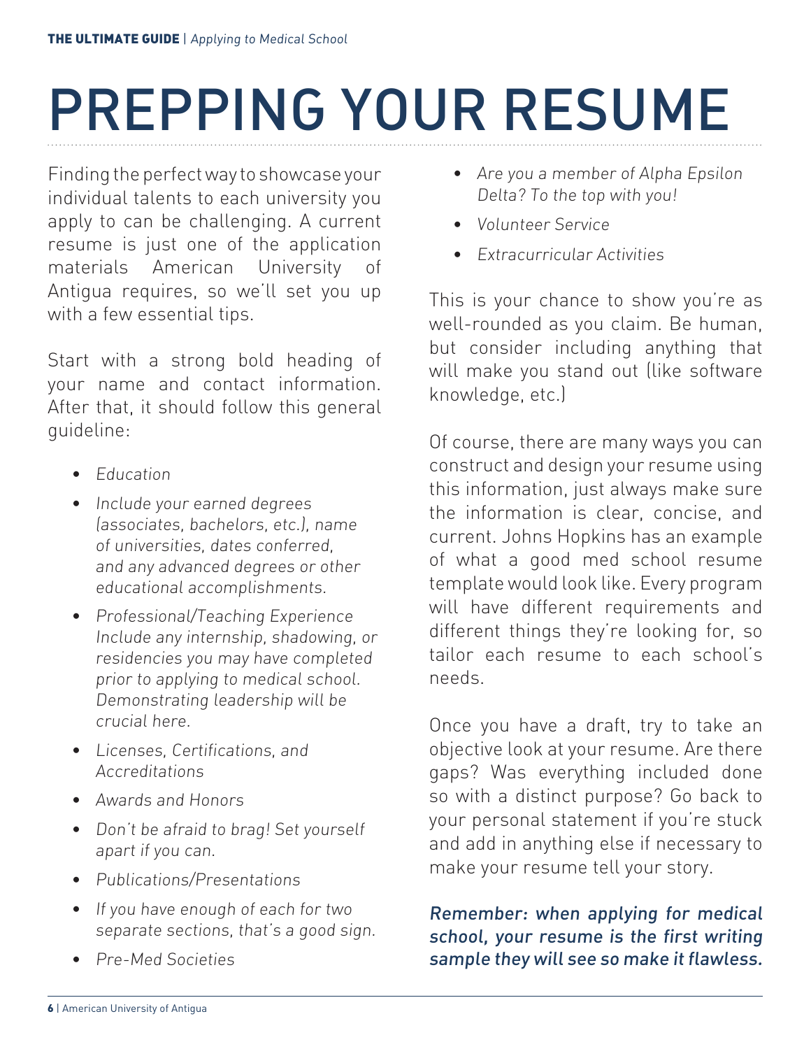# PREPPING YOUR RESUME

Finding the perfect way to showcase your individual talents to each university you apply to can be challenging. A current resume is just one of the application materials American University of Antigua requires, so we'll set you up with a few essential tips.

Start with a strong bold heading of your name and contact information. After that, it should follow this general guideline:

- *Education*
- *Include your earned degrees (associates, bachelors, etc.), name of universities, dates conferred, and any advanced degrees or other educational accomplishments.*
- *Professional/Teaching Experience Include any internship, shadowing, or residencies you may have completed prior to applying to medical school. Demonstrating leadership will be crucial here.*
- *Licenses, Certifications, and Accreditations*
- *Awards and Honors*
- *Don't be afraid to brag! Set yourself apart if you can.*
- *Publications/Presentations*
- *If you have enough of each for two separate sections, that's a good sign.*
- *Pre-Med Societies*
- *Are you a member of Alpha Epsilon Delta? To the top with you!*
- *Volunteer Service*
- *Extracurricular Activities*

This is your chance to show you're as well-rounded as you claim. Be human, but consider including anything that will make you stand out (like software knowledge, etc.)

Of course, there are many ways you can construct and design your resume using this information, just always make sure the information is clear, concise, and current. Johns Hopkins has an example of what a good med school resume template would look like. Every program will have different requirements and different things they're looking for, so tailor each resume to each school's needs.

Once you have a draft, try to take an objective look at your resume. Are there gaps? Was everything included done so with a distinct purpose? Go back to your personal statement if you're stuck and add in anything else if necessary to make your resume tell your story.

*Remember: when applying for medical school, your resume is the first writing sample they will see so make it flawless.*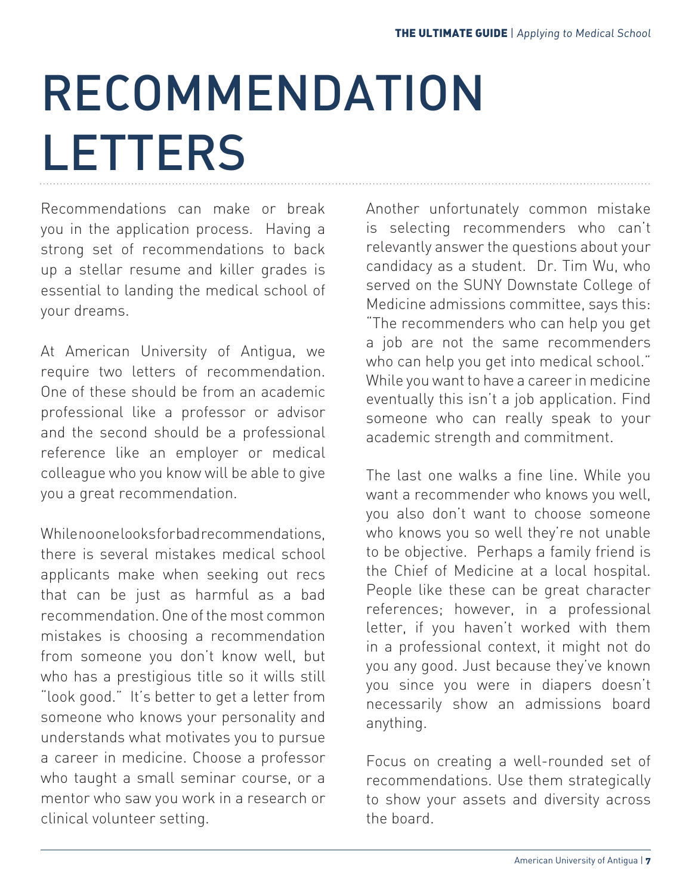# RECOMMENDATION LETTERS

Recommendations can make or break you in the application process. Having a strong set of recommendations to back up a stellar resume and killer grades is essential to landing the medical school of your dreams.

At American University of Antigua, we require two letters of recommendation. One of these should be from an academic professional like a professor or advisor and the second should be a professional reference like an employer or medical colleague who you know will be able to give you a great recommendation.

While no one looks for bad recommendations, there is several mistakes medical school applicants make when seeking out recs that can be just as harmful as a bad recommendation. One of the most common mistakes is choosing a recommendation from someone you don't know well, but who has a prestigious title so it wills still "look good." It's better to get a letter from someone who knows your personality and understands what motivates you to pursue a career in medicine. Choose a professor who taught a small seminar course, or a mentor who saw you work in a research or clinical volunteer setting.

Another unfortunately common mistake is selecting recommenders who can't relevantly answer the questions about your candidacy as a student. Dr. Tim Wu, who served on the SUNY Downstate College of Medicine admissions committee, says this: "The recommenders who can help you get a job are not the same recommenders who can help you get into medical school." While you want to have a career in medicine eventually this isn't a job application. Find someone who can really speak to your academic strength and commitment.

The last one walks a fine line. While you want a recommender who knows you well, you also don't want to choose someone who knows you so well they're not unable to be objective. Perhaps a family friend is the Chief of Medicine at a local hospital. People like these can be great character references; however, in a professional letter, if you haven't worked with them in a professional context, it might not do you any good. Just because they've known you since you were in diapers doesn't necessarily show an admissions board anything.

Focus on creating a well-rounded set of recommendations. Use them strategically to show your assets and diversity across the board.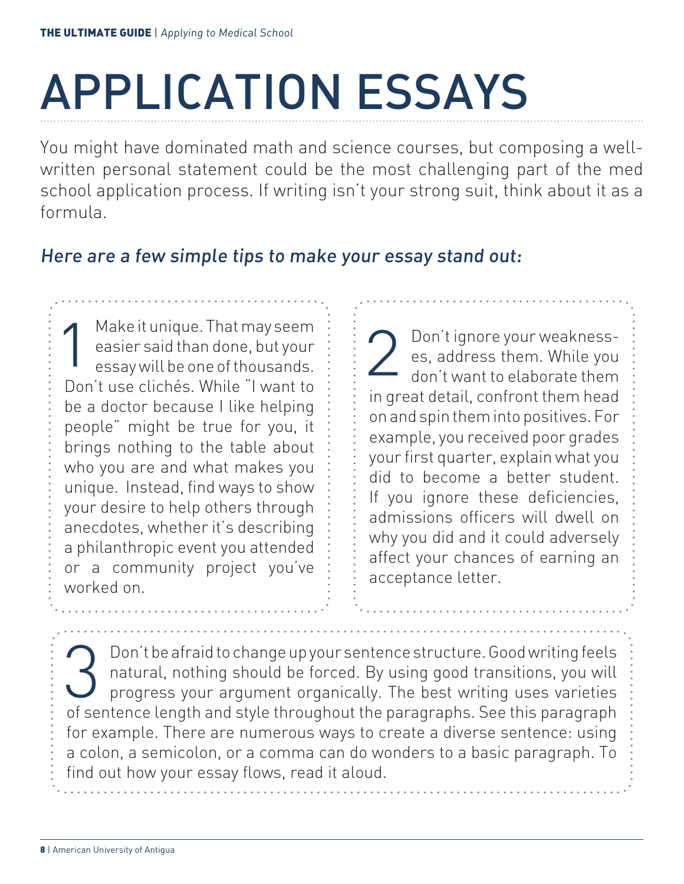# APPLICATION ESSAYS

You might have dominated math and science courses, but composing a well-written personal statement could be the most challenging part of the med school application process. If writing isn't your strong suit, think about it as a formula.

*Here are a few simple tips to make your essay stand out:*

1. Make it unique. That may seem easier said than done, but your essay will be one of thousands. Don't use clichés. While "I want to be a doctor because I like helping people" might be true for you, it brings nothing to the table about who you are and what makes you unique. Instead, find ways to show your desire to help others through anecdotes, whether it's describing a philanthropic event you attended or a community project you've worked on.

2. Don't ignore your weaknesses, address them. While you don't want to elaborate them in great detail, confront them head on and spin them into positives. For example, you received poor grades your first quarter, explain what you did to become a better student. If you ignore these deficiencies, admissions officers will dwell on why you did and it could adversely affect your chances of earning an acceptance letter.

3. Don't be afraid to change up your sentence structure. Good writing feels natural, nothing should be forced. By using good transitions, you will progress your argument organically. The best writing uses varieties of sentence length and style throughout the paragraphs. See this paragraph for example. There are numerous ways to create a diverse sentence: using a colon, a semicolon, or a comma can do wonders to a basic paragraph. To find out how your essay flows, read it aloud.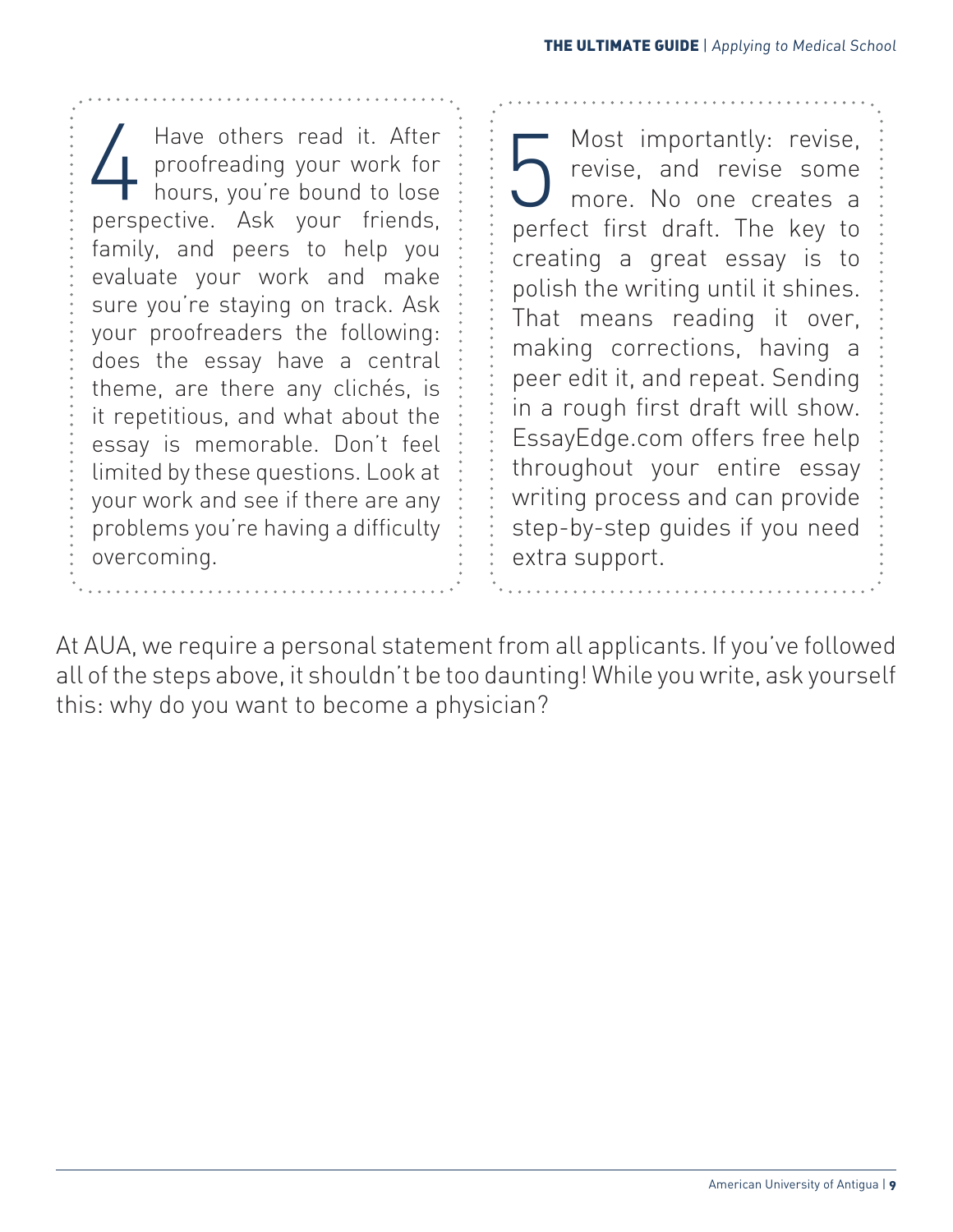4 Have others read it. After proofreading your work for hours, you're bound to lose perspective. Ask your friends, family, and peers to help you evaluate your work and make sure you're staying on track. Ask your proofreaders the following: does the essay have a central theme, are there any clichés, is it repetitious, and what about the essay is memorable. Don't feel limited by these questions. Look at your work and see if there are any problems you're having a difficulty overcoming.

5 Most importantly: revise, revise, and revise some more. No one creates a perfect first draft. The key to creating a great essay is to polish the writing until it shines. That means reading it over, making corrections, having a peer edit it, and repeat. Sending in a rough first draft will show. EssayEdge.com offers free help throughout your entire essay writing process and can provide step-by-step guides if you need extra support.

At AUA, we require a personal statement from all applicants. If you've followed all of the steps above, it shouldn't be too daunting! While you write, ask yourself this: why do you want to become a physician?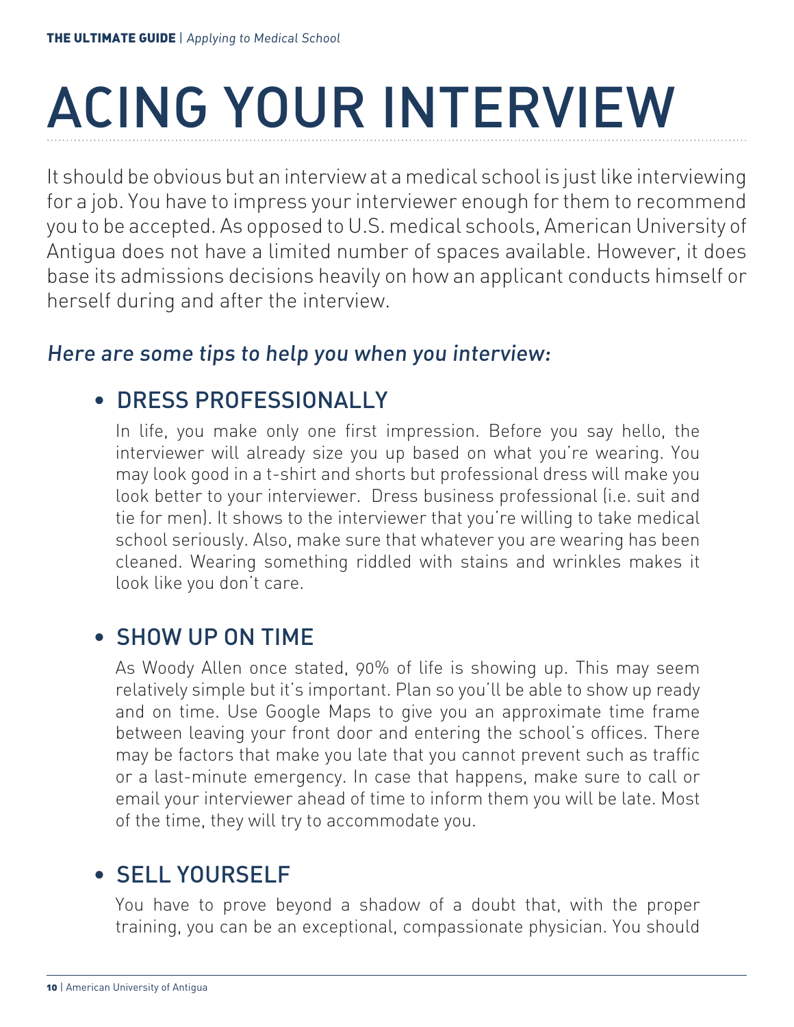# ACING YOUR INTERVIEW

It should be obvious but an interview at a medical school is just like interviewing for a job. You have to impress your interviewer enough for them to recommend you to be accepted. As opposed to U.S. medical schools, American University of Antigua does not have a limited number of spaces available. However, it does base its admissions decisions heavily on how an applicant conducts himself or herself during and after the interview.

*Here are some tips to help you when you interview:*

- ## DRESS PROFESSIONALLY

  In life, you make only one first impression. Before you say hello, the interviewer will already size you up based on what you're wearing. You may look good in a t-shirt and shorts but professional dress will make you look better to your interviewer. Dress business professional (i.e. suit and tie for men). It shows to the interviewer that you're willing to take medical school seriously. Also, make sure that whatever you are wearing has been cleaned. Wearing something riddled with stains and wrinkles makes it look like you don't care.

- ## SHOW UP ON TIME

  As Woody Allen once stated, 90% of life is showing up. This may seem relatively simple but it's important. Plan so you'll be able to show up ready and on time. Use Google Maps to give you an approximate time frame between leaving your front door and entering the school's offices. There may be factors that make you late that you cannot prevent such as traffic or a last-minute emergency. In case that happens, make sure to call or email your interviewer ahead of time to inform them you will be late. Most of the time, they will try to accommodate you.

- ## SELL YOURSELF

  You have to prove beyond a shadow of a doubt that, with the proper training, you can be an exceptional, compassionate physician. You should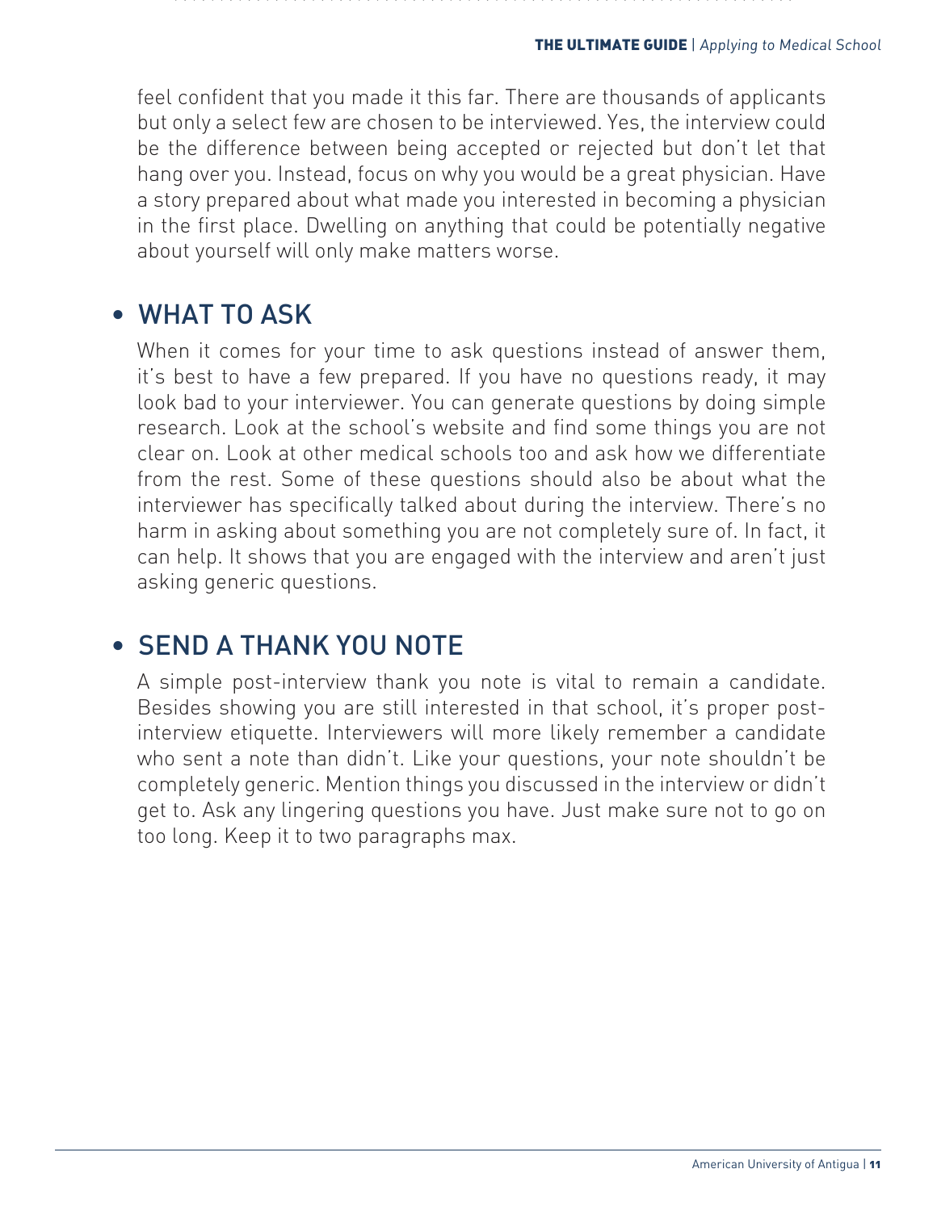feel confident that you made it this far. There are thousands of applicants but only a select few are chosen to be interviewed. Yes, the interview could be the difference between being accepted or rejected but don't let that hang over you. Instead, focus on why you would be a great physician. Have a story prepared about what made you interested in becoming a physician in the first place. Dwelling on anything that could be potentially negative about yourself will only make matters worse.

## • WHAT TO ASK

When it comes for your time to ask questions instead of answer them, it's best to have a few prepared. If you have no questions ready, it may look bad to your interviewer. You can generate questions by doing simple research. Look at the school's website and find some things you are not clear on. Look at other medical schools too and ask how we differentiate from the rest. Some of these questions should also be about what the interviewer has specifically talked about during the interview. There's no harm in asking about something you are not completely sure of. In fact, it can help. It shows that you are engaged with the interview and aren't just asking generic questions.

## • SEND A THANK YOU NOTE

A simple post-interview thank you note is vital to remain a candidate. Besides showing you are still interested in that school, it's proper post-interview etiquette. Interviewers will more likely remember a candidate who sent a note than didn't. Like your questions, your note shouldn't be completely generic. Mention things you discussed in the interview or didn't get to. Ask any lingering questions you have. Just make sure not to go on too long. Keep it to two paragraphs max.